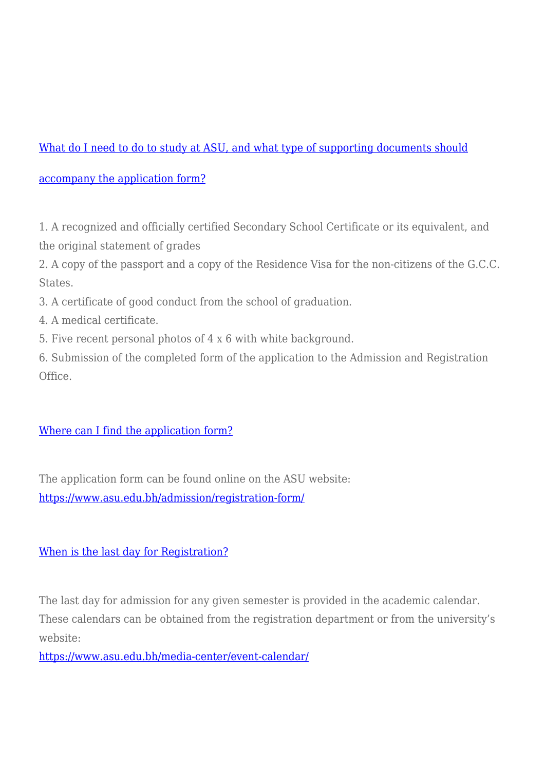## [What do I need to do to study at ASU, and what type of supporting documents should accompany the application form?]

1. A recognized and officially certified Secondary School Certificate or its equivalent, and the original statement of grades
2. A copy of the passport and a copy of the Residence Visa for the non-citizens of the G.C.C. States.
3. A certificate of good conduct from the school of graduation.
4. A medical certificate.
5. Five recent personal photos of 4 x 6 with white background.
6. Submission of the completed form of the application to the Admission and Registration Office.

## [Where can I find the application form?]

The application form can be found online on the ASU website:
https://www.asu.edu.bh/admission/registration-form/

## [When is the last day for Registration?]

The last day for admission for any given semester is provided in the academic calendar. These calendars can be obtained from the registration department or from the university's website:
https://www.asu.edu.bh/media-center/event-calendar/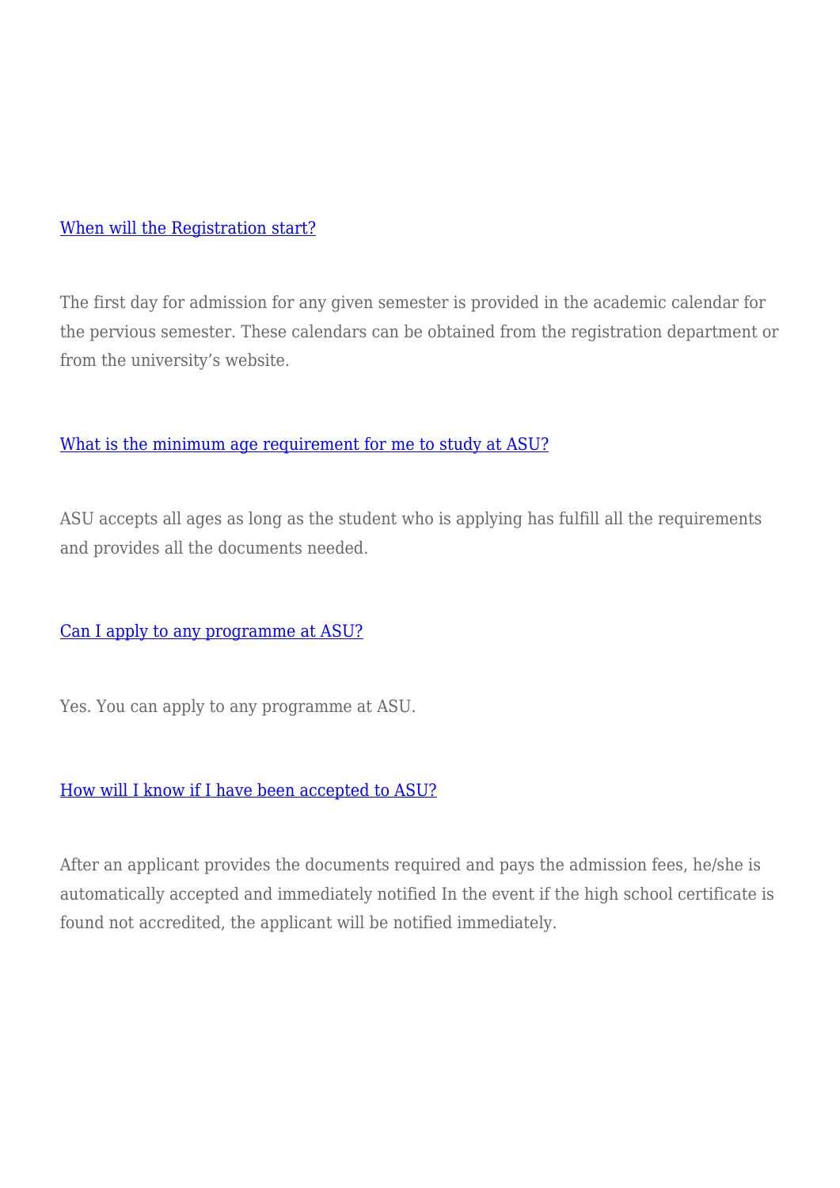[When will the Registration start?]

The first day for admission for any given semester is provided in the academic calendar for the pervious semester. These calendars can be obtained from the registration department or from the university's website.

[What is the minimum age requirement for me to study at ASU?]

ASU accepts all ages as long as the student who is applying has fulfill all the requirements and provides all the documents needed.

[Can I apply to any programme at ASU?]

Yes. You can apply to any programme at ASU.

[How will I know if I have been accepted to ASU?]

After an applicant provides the documents required and pays the admission fees, he/she is automatically accepted and immediately notified In the event if the high school certificate is found not accredited, the applicant will be notified immediately.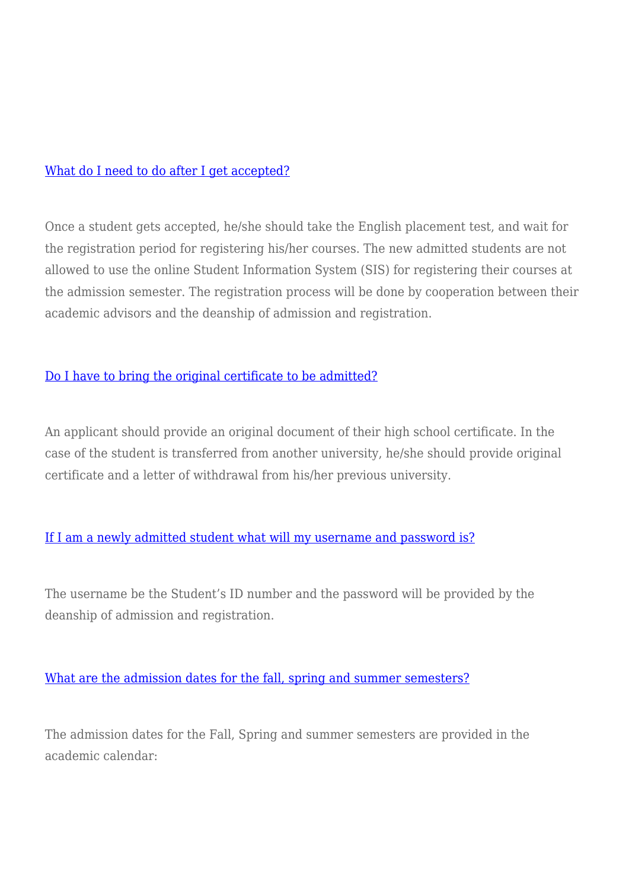[What do I need to do after I get accepted?]

Once a student gets accepted, he/she should take the English placement test, and wait for the registration period for registering his/her courses. The new admitted students are not allowed to use the online Student Information System (SIS) for registering their courses at the admission semester. The registration process will be done by cooperation between their academic advisors and the deanship of admission and registration.

[Do I have to bring the original certificate to be admitted?]

An applicant should provide an original document of their high school certificate. In the case of the student is transferred from another university, he/she should provide original certificate and a letter of withdrawal from his/her previous university.

[If I am a newly admitted student what will my username and password is?]

The username be the Student's ID number and the password will be provided by the deanship of admission and registration.

[What are the admission dates for the fall, spring and summer semesters?]

The admission dates for the Fall, Spring and summer semesters are provided in the academic calendar: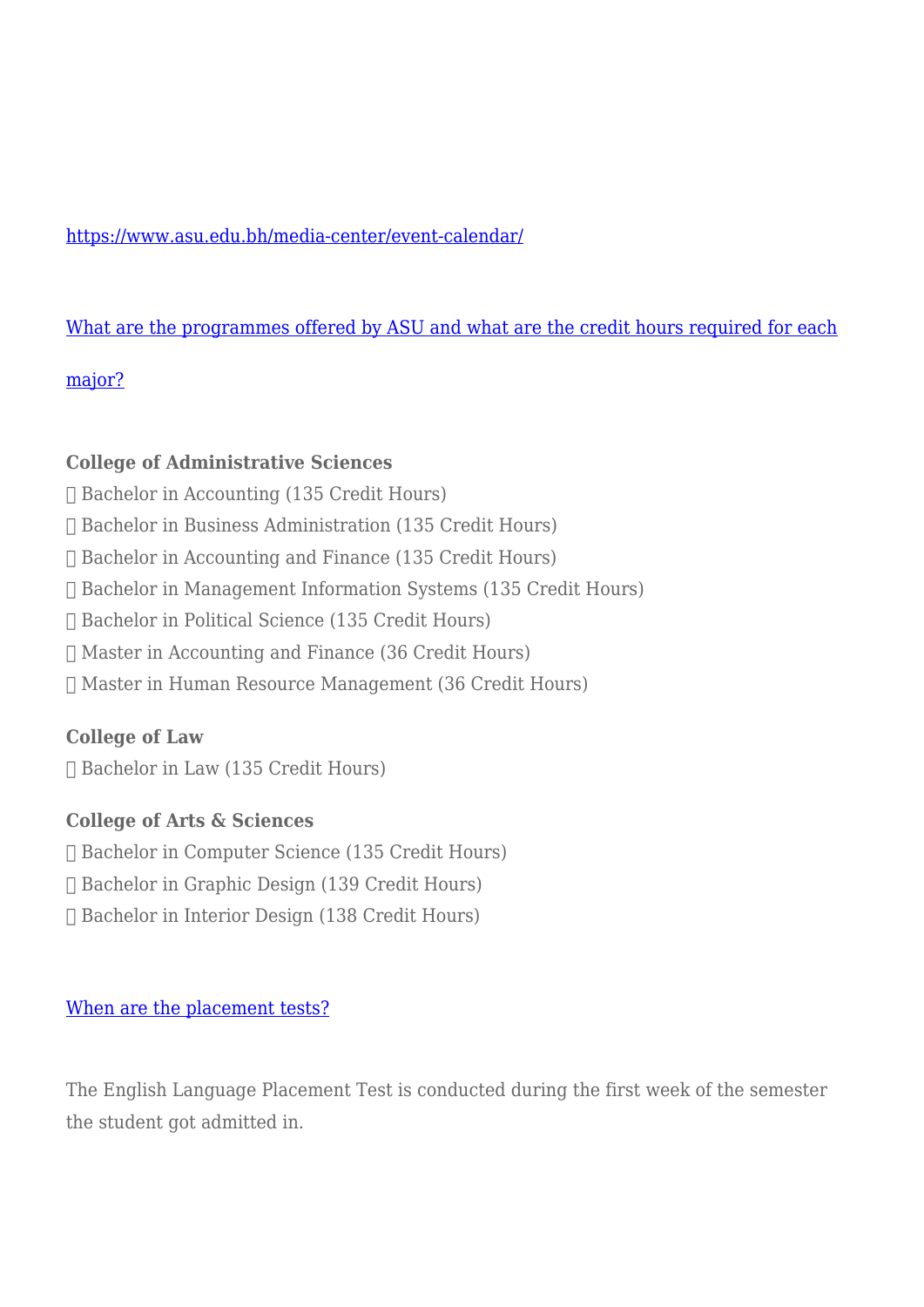https://www.asu.edu.bh/media-center/event-calendar/

What are the programmes offered by ASU and what are the credit hours required for each major?

**College of Administrative Sciences**

- Bachelor in Accounting (135 Credit Hours)
- Bachelor in Business Administration (135 Credit Hours)
- Bachelor in Accounting and Finance (135 Credit Hours)
- Bachelor in Management Information Systems (135 Credit Hours)
- Bachelor in Political Science (135 Credit Hours)
- Master in Accounting and Finance (36 Credit Hours)
- Master in Human Resource Management (36 Credit Hours)

**College of Law**

- Bachelor in Law (135 Credit Hours)

**College of Arts & Sciences**

- Bachelor in Computer Science (135 Credit Hours)
- Bachelor in Graphic Design (139 Credit Hours)
- Bachelor in Interior Design (138 Credit Hours)

When are the placement tests?

The English Language Placement Test is conducted during the first week of the semester the student got admitted in.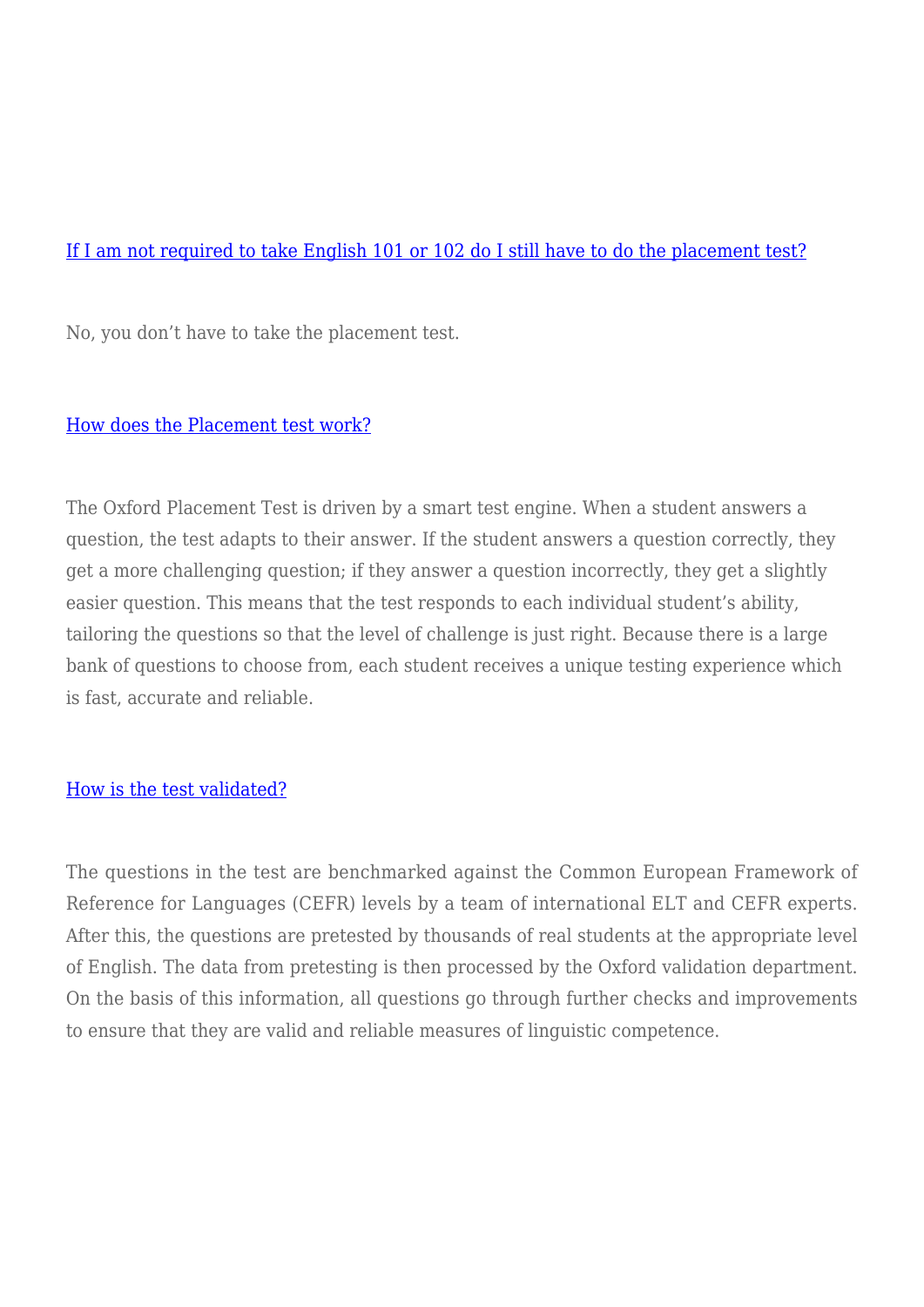[If I am not required to take English 101 or 102 do I still have to do the placement test?]

No, you don't have to take the placement test.

[How does the Placement test work?]

The Oxford Placement Test is driven by a smart test engine. When a student answers a question, the test adapts to their answer. If the student answers a question correctly, they get a more challenging question; if they answer a question incorrectly, they get a slightly easier question. This means that the test responds to each individual student's ability, tailoring the questions so that the level of challenge is just right. Because there is a large bank of questions to choose from, each student receives a unique testing experience which is fast, accurate and reliable.

[How is the test validated?]

The questions in the test are benchmarked against the Common European Framework of Reference for Languages (CEFR) levels by a team of international ELT and CEFR experts. After this, the questions are pretested by thousands of real students at the appropriate level of English. The data from pretesting is then processed by the Oxford validation department. On the basis of this information, all questions go through further checks and improvements to ensure that they are valid and reliable measures of linguistic competence.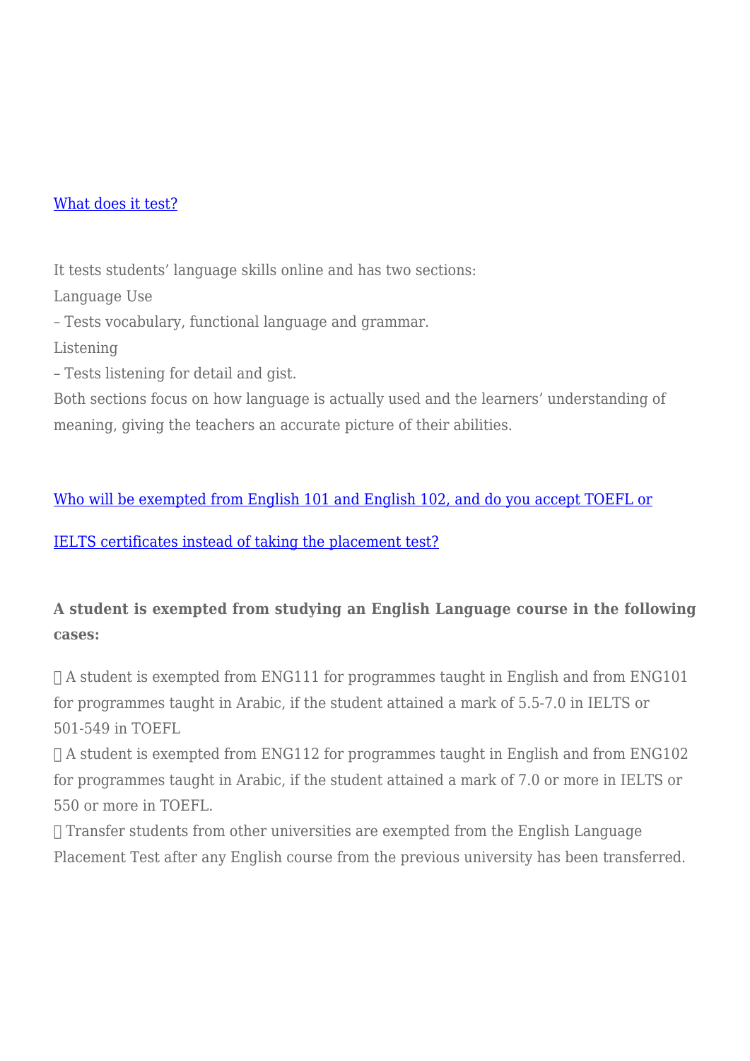[What does it test?]

It tests students' language skills online and has two sections:

Language Use

– Tests vocabulary, functional language and grammar.

Listening

– Tests listening for detail and gist.

Both sections focus on how language is actually used and the learners' understanding of meaning, giving the teachers an accurate picture of their abilities.

[Who will be exempted from English 101 and English 102, and do you accept TOEFL or IELTS certificates instead of taking the placement test?]

**A student is exempted from studying an English Language course in the following cases:**

 A student is exempted from ENG111 for programmes taught in English and from ENG101 for programmes taught in Arabic, if the student attained a mark of 5.5-7.0 in IELTS or 501-549 in TOEFL

 A student is exempted from ENG112 for programmes taught in English and from ENG102 for programmes taught in Arabic, if the student attained a mark of 7.0 or more in IELTS or 550 or more in TOEFL.

 Transfer students from other universities are exempted from the English Language Placement Test after any English course from the previous university has been transferred.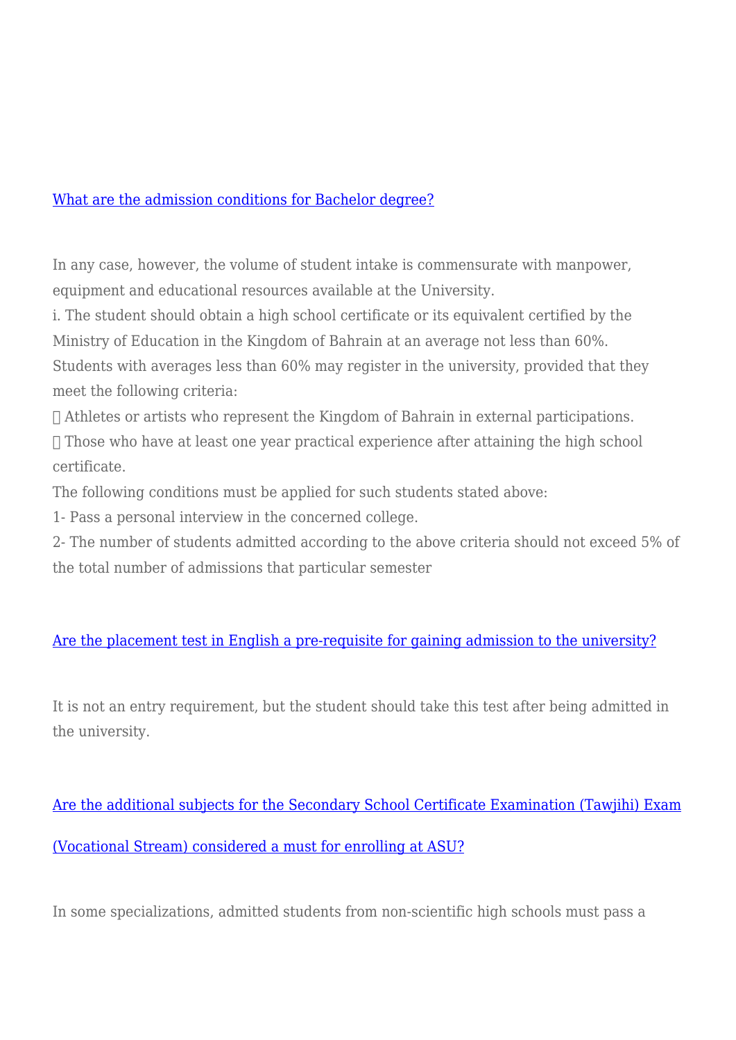[What are the admission conditions for Bachelor degree?]

In any case, however, the volume of student intake is commensurate with manpower, equipment and educational resources available at the University.

i. The student should obtain a high school certificate or its equivalent certified by the Ministry of Education in the Kingdom of Bahrain at an average not less than 60%. Students with averages less than 60% may register in the university, provided that they meet the following criteria:

- Athletes or artists who represent the Kingdom of Bahrain in external participations.
- Those who have at least one year practical experience after attaining the high school certificate.

The following conditions must be applied for such students stated above:

1- Pass a personal interview in the concerned college.

2- The number of students admitted according to the above criteria should not exceed 5% of the total number of admissions that particular semester

[Are the placement test in English a pre-requisite for gaining admission to the university?]

It is not an entry requirement, but the student should take this test after being admitted in the university.

[Are the additional subjects for the Secondary School Certificate Examination (Tawjihi) Exam (Vocational Stream) considered a must for enrolling at ASU?]

In some specializations, admitted students from non-scientific high schools must pass a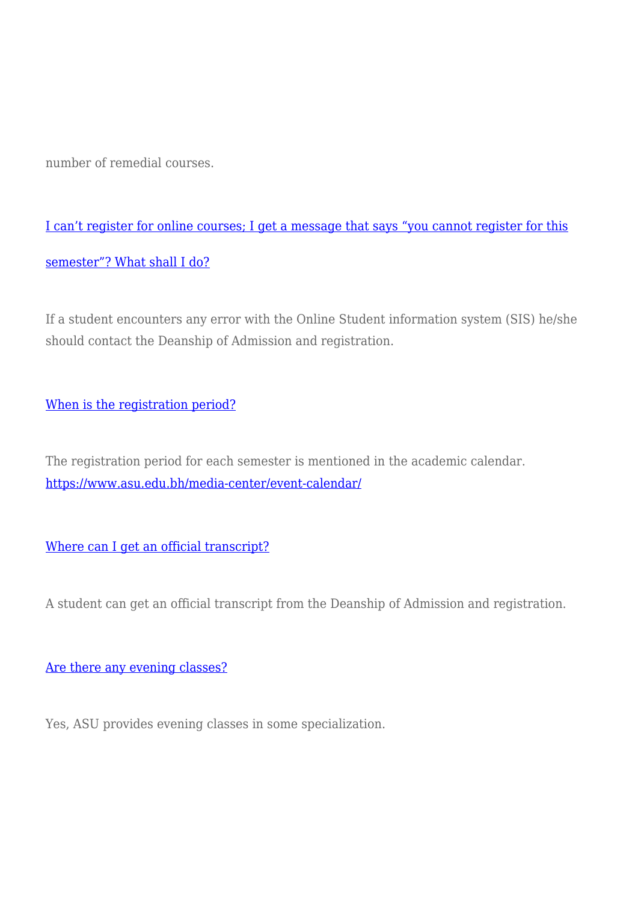number of remedial courses.

[I can’t register for online courses; I get a message that says “you cannot register for this semester”? What shall I do?]

If a student encounters any error with the Online Student information system (SIS) he/she should contact the Deanship of Admission and registration.

[When is the registration period?]

The registration period for each semester is mentioned in the academic calendar. https://www.asu.edu.bh/media-center/event-calendar/

[Where can I get an official transcript?]

A student can get an official transcript from the Deanship of Admission and registration.

[Are there any evening classes?]

Yes, ASU provides evening classes in some specialization.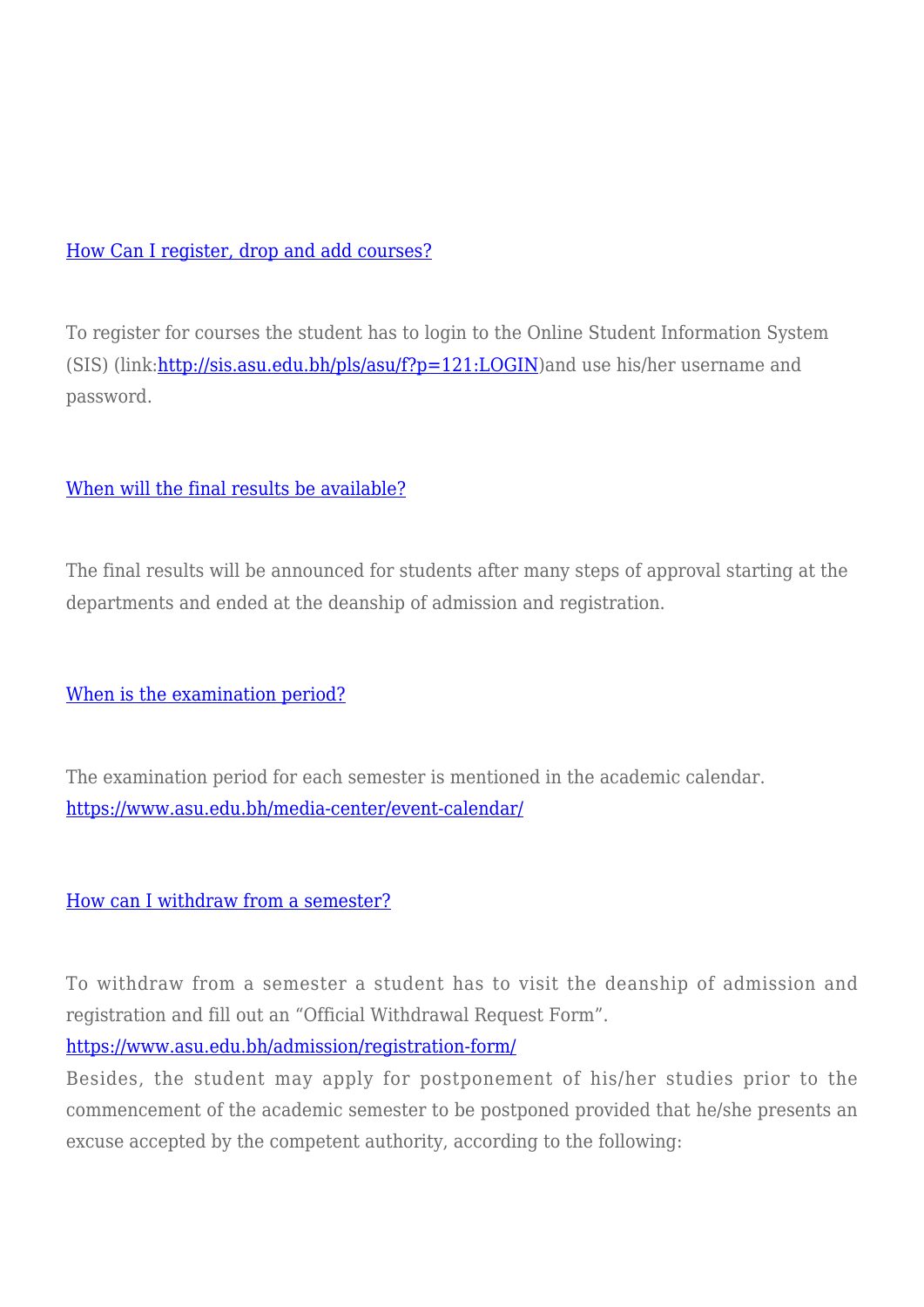[How Can I register, drop and add courses?](#)

To register for courses the student has to login to the Online Student Information System (SIS) (link:[http://sis.asu.edu.bh/pls/asu/f?p=121:LOGIN](http://sis.asu.edu.bh/pls/asu/f?p=121:LOGIN))and use his/her username and password.

[When will the final results be available?](#)

The final results will be announced for students after many steps of approval starting at the departments and ended at the deanship of admission and registration.

[When is the examination period?](#)

The examination period for each semester is mentioned in the academic calendar.
[https://www.asu.edu.bh/media-center/event-calendar/](https://www.asu.edu.bh/media-center/event-calendar/)

[How can I withdraw from a semester?](#)

To withdraw from a semester a student has to visit the deanship of admission and registration and fill out an "Official Withdrawal Request Form".
[https://www.asu.edu.bh/admission/registration-form/](https://www.asu.edu.bh/admission/registration-form/)
Besides, the student may apply for postponement of his/her studies prior to the commencement of the academic semester to be postponed provided that he/she presents an excuse accepted by the competent authority, according to the following: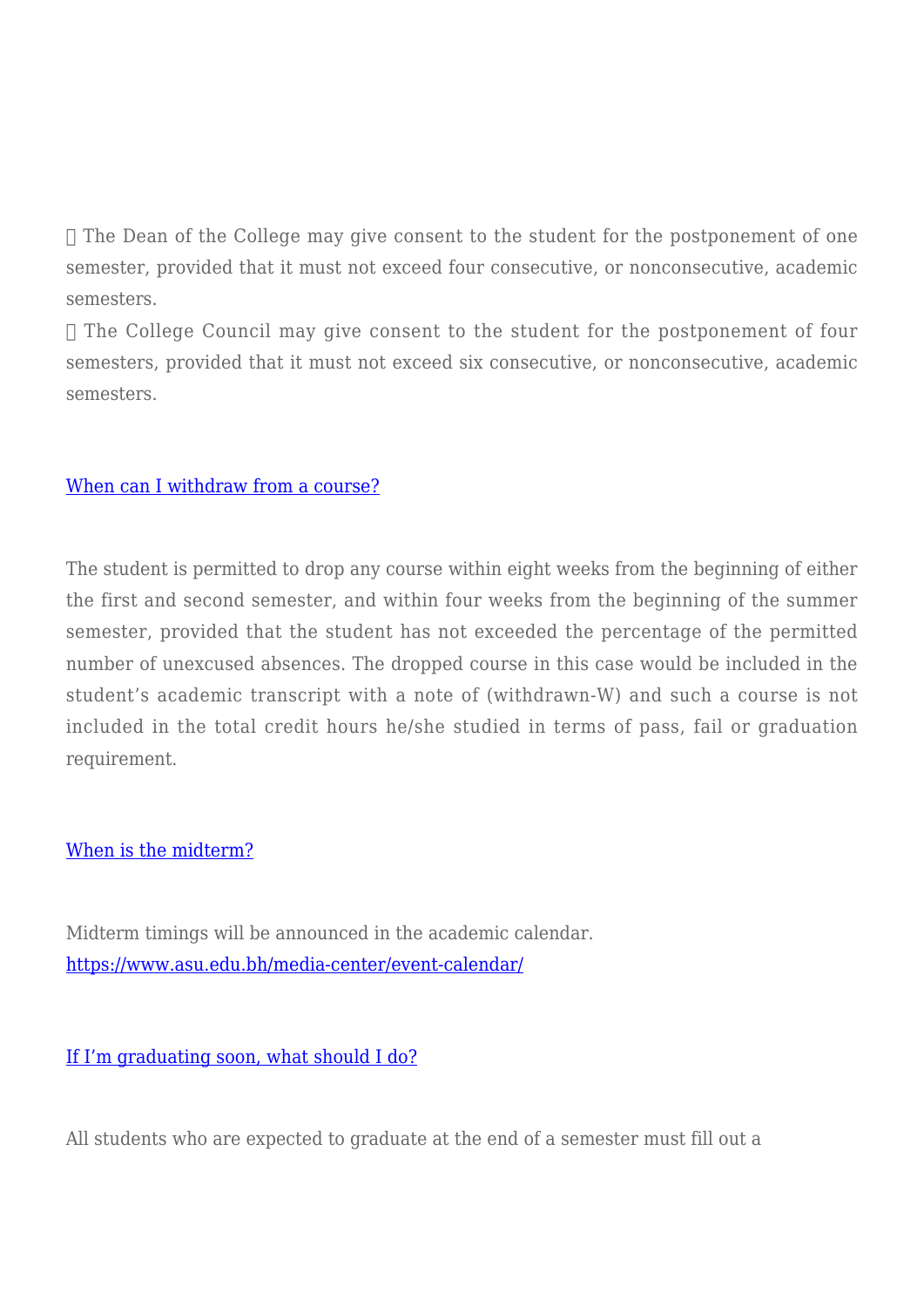The Dean of the College may give consent to the student for the postponement of one semester, provided that it must not exceed four consecutive, or nonconsecutive, academic semesters.

 The College Council may give consent to the student for the postponement of four semesters, provided that it must not exceed six consecutive, or nonconsecutive, academic semesters.

[When can I withdraw from a course?]

The student is permitted to drop any course within eight weeks from the beginning of either the first and second semester, and within four weeks from the beginning of the summer semester, provided that the student has not exceeded the percentage of the permitted number of unexcused absences. The dropped course in this case would be included in the student's academic transcript with a note of (withdrawn-W) and such a course is not included in the total credit hours he/she studied in terms of pass, fail or graduation requirement.

[When is the midterm?]

Midterm timings will be announced in the academic calendar.
https://www.asu.edu.bh/media-center/event-calendar/

[If I'm graduating soon, what should I do?]

All students who are expected to graduate at the end of a semester must fill out a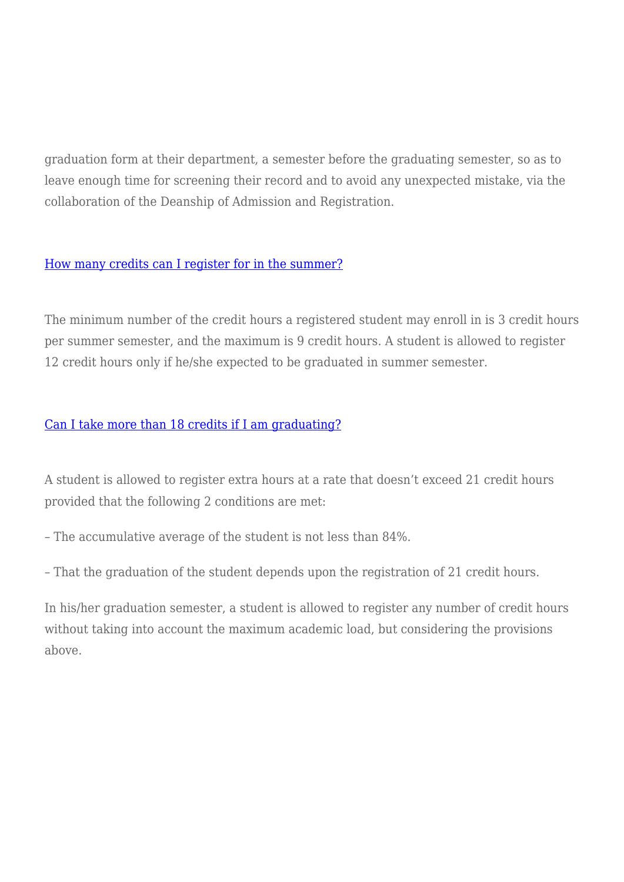graduation form at their department, a semester before the graduating semester, so as to leave enough time for screening their record and to avoid any unexpected mistake, via the collaboration of the Deanship of Admission and Registration.

### How many credits can I register for in the summer?

The minimum number of the credit hours a registered student may enroll in is 3 credit hours per summer semester, and the maximum is 9 credit hours. A student is allowed to register 12 credit hours only if he/she expected to be graduated in summer semester.

### Can I take more than 18 credits if I am graduating?

A student is allowed to register extra hours at a rate that doesn't exceed 21 credit hours provided that the following 2 conditions are met:

– The accumulative average of the student is not less than 84%.

– That the graduation of the student depends upon the registration of 21 credit hours.

In his/her graduation semester, a student is allowed to register any number of credit hours without taking into account the maximum academic load, but considering the provisions above.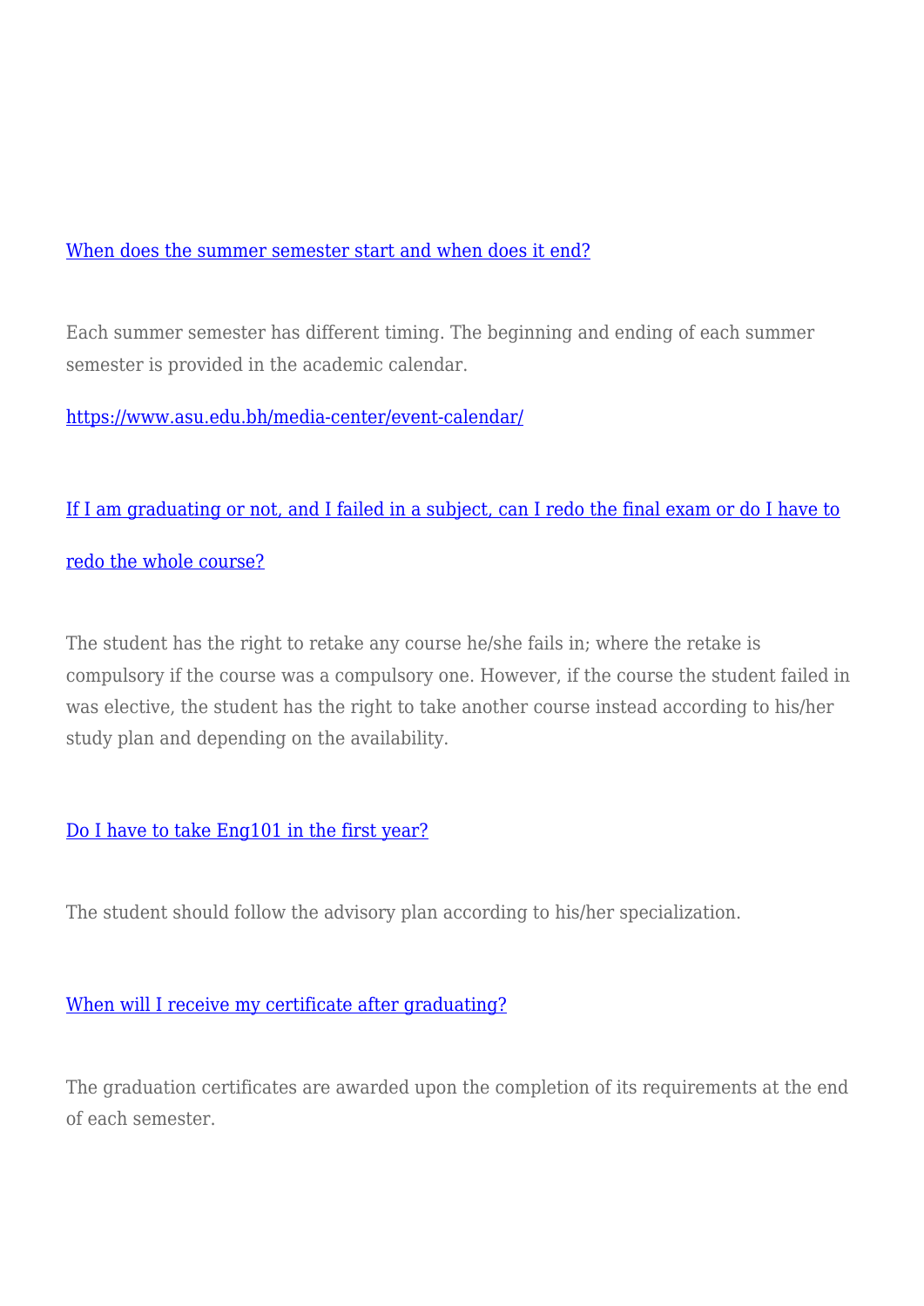[When does the summer semester start and when does it end?]

Each summer semester has different timing. The beginning and ending of each summer semester is provided in the academic calendar.

https://www.asu.edu.bh/media-center/event-calendar/

[If I am graduating or not, and I failed in a subject, can I redo the final exam or do I have to redo the whole course?]

The student has the right to retake any course he/she fails in; where the retake is compulsory if the course was a compulsory one. However, if the course the student failed in was elective, the student has the right to take another course instead according to his/her study plan and depending on the availability.

[Do I have to take Eng101 in the first year?]

The student should follow the advisory plan according to his/her specialization.

[When will I receive my certificate after graduating?]

The graduation certificates are awarded upon the completion of its requirements at the end of each semester.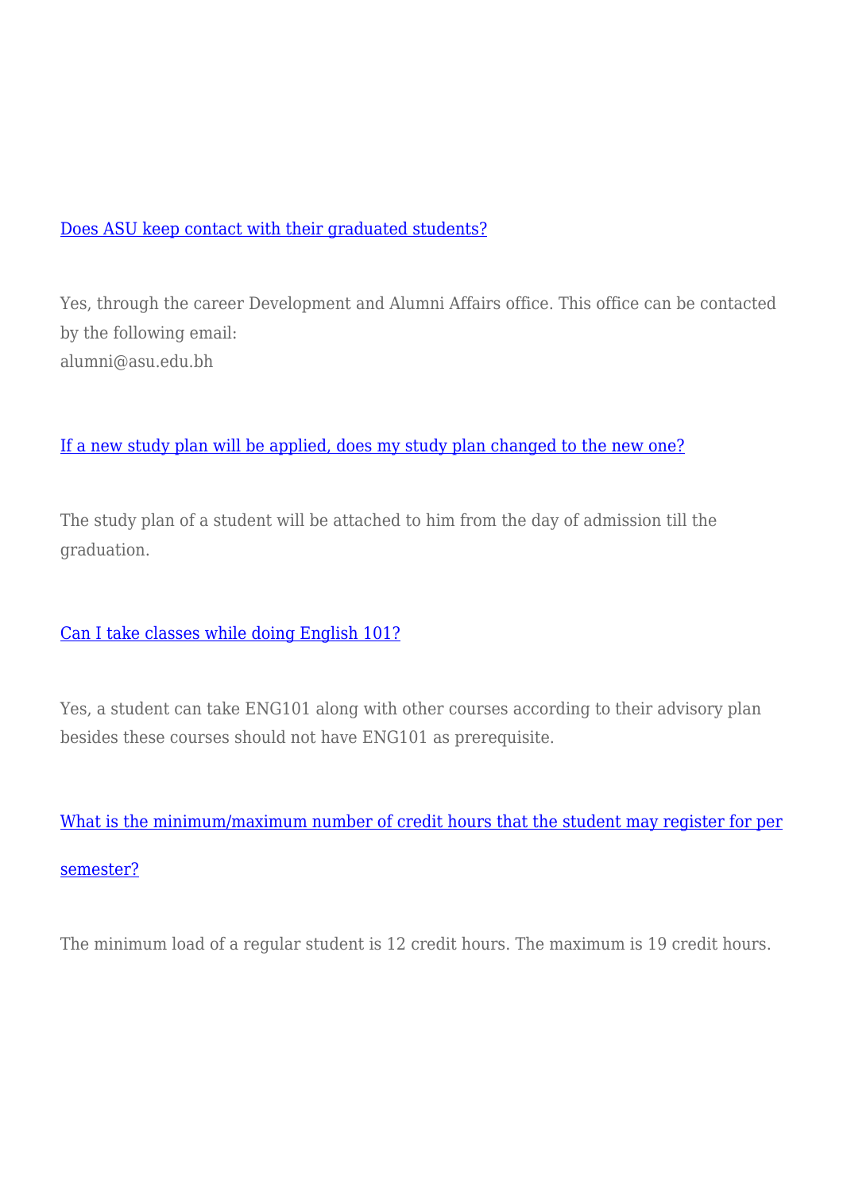[Does ASU keep contact with their graduated students?]

Yes, through the career Development and Alumni Affairs office. This office can be contacted by the following email:
alumni@asu.edu.bh

[If a new study plan will be applied, does my study plan changed to the new one?]

The study plan of a student will be attached to him from the day of admission till the graduation.

[Can I take classes while doing English 101?]

Yes, a student can take ENG101 along with other courses according to their advisory plan besides these courses should not have ENG101 as prerequisite.

[What is the minimum/maximum number of credit hours that the student may register for per semester?]

The minimum load of a regular student is 12 credit hours. The maximum is 19 credit hours.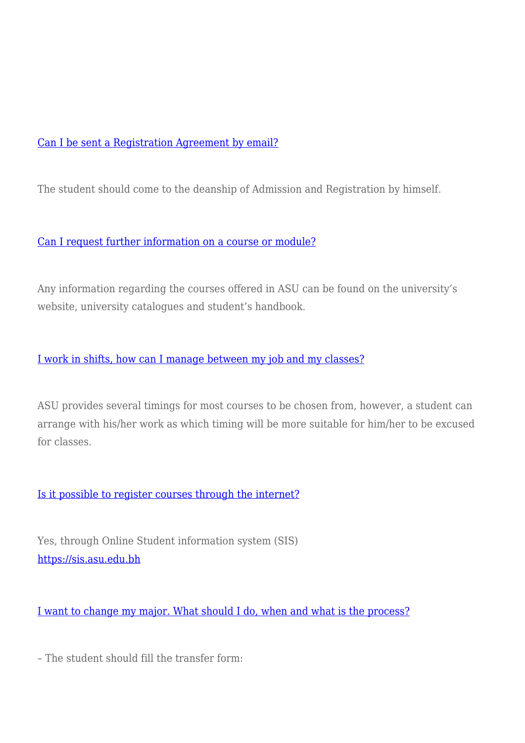[Can I be sent a Registration Agreement by email?](#)

The student should come to the deanship of Admission and Registration by himself.

[Can I request further information on a course or module?](#)

Any information regarding the courses offered in ASU can be found on the university's website, university catalogues and student's handbook.

[I work in shifts, how can I manage between my job and my classes?](#)

ASU provides several timings for most courses to be chosen from, however, a student can arrange with his/her work as which timing will be more suitable for him/her to be excused for classes.

[Is it possible to register courses through the internet?](#)

Yes, through Online Student information system (SIS)
[https://sis.asu.edu.bh](https://sis.asu.edu.bh)

[I want to change my major. What should I do, when and what is the process?](#)

– The student should fill the transfer form: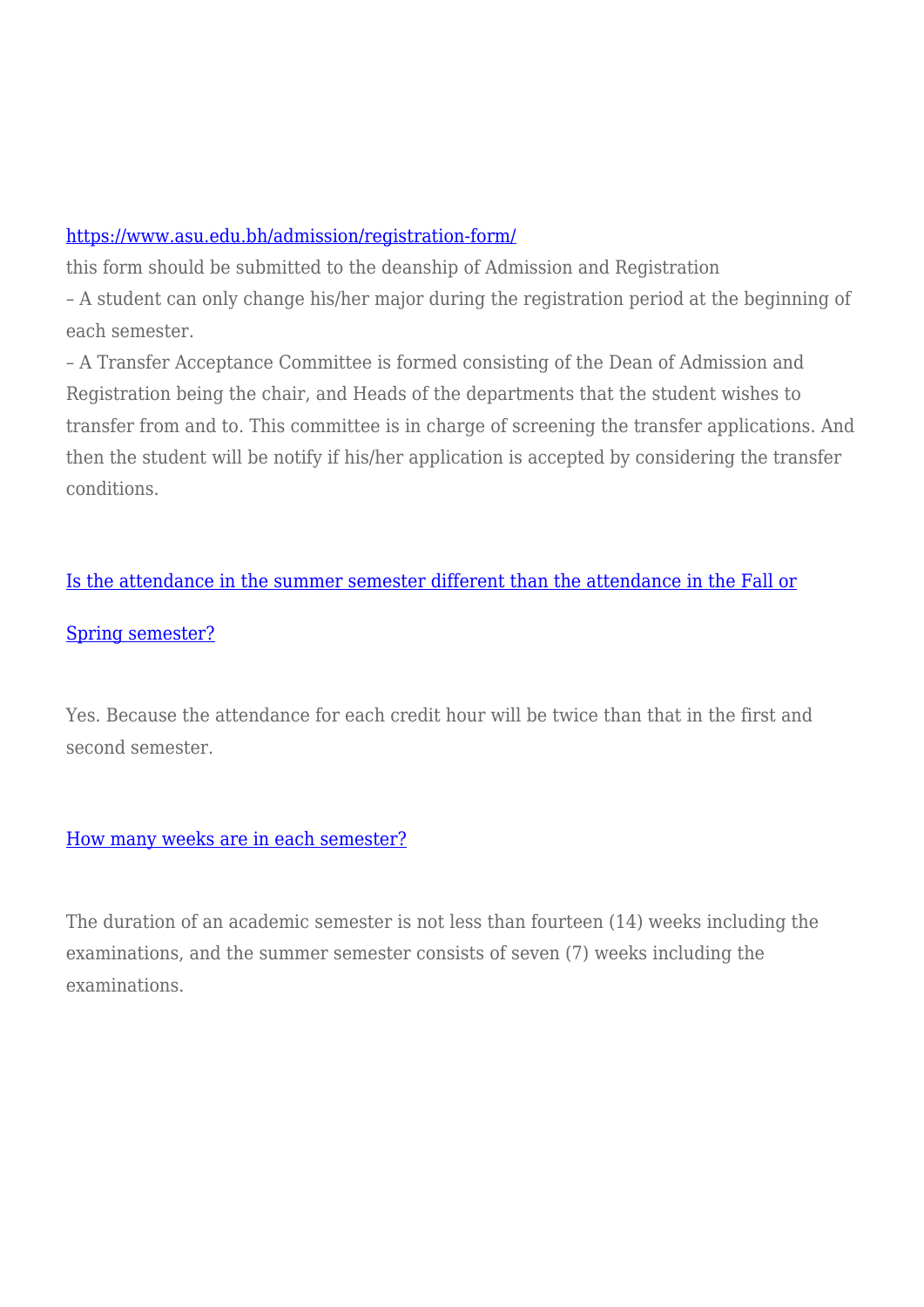[https://www.asu.edu.bh/admission/registration-form/](https://www.asu.edu.bh/admission/registration-form/)

this form should be submitted to the deanship of Admission and Registration

– A student can only change his/her major during the registration period at the beginning of each semester.

– A Transfer Acceptance Committee is formed consisting of the Dean of Admission and Registration being the chair, and Heads of the departments that the student wishes to transfer from and to. This committee is in charge of screening the transfer applications. And then the student will be notify if his/her application is accepted by considering the transfer conditions.

## Is the attendance in the summer semester different than the attendance in the Fall or Spring semester?

Yes. Because the attendance for each credit hour will be twice than that in the first and second semester.

## How many weeks are in each semester?

The duration of an academic semester is not less than fourteen (14) weeks including the examinations, and the summer semester consists of seven (7) weeks including the examinations.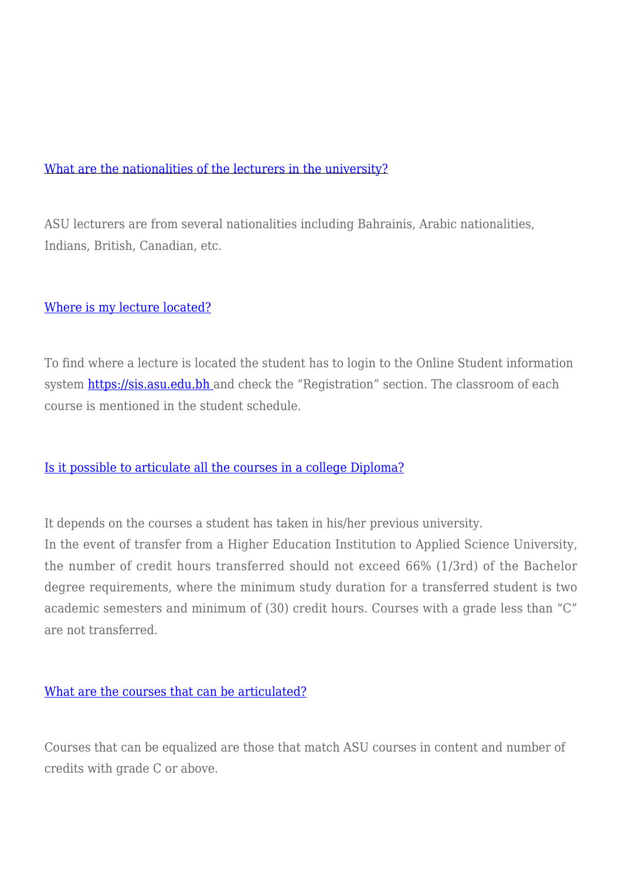[What are the nationalities of the lecturers in the university?]

ASU lecturers are from several nationalities including Bahrainis, Arabic nationalities, Indians, British, Canadian, etc.

[Where is my lecture located?]

To find where a lecture is located the student has to login to the Online Student information system [https://sis.asu.edu.bh](https://sis.asu.edu.bh) and check the "Registration" section. The classroom of each course is mentioned in the student schedule.

[Is it possible to articulate all the courses in a college Diploma?]

It depends on the courses a student has taken in his/her previous university.
In the event of transfer from a Higher Education Institution to Applied Science University, the number of credit hours transferred should not exceed 66% (1/3rd) of the Bachelor degree requirements, where the minimum study duration for a transferred student is two academic semesters and minimum of (30) credit hours. Courses with a grade less than "C" are not transferred.

[What are the courses that can be articulated?]

Courses that can be equalized are those that match ASU courses in content and number of credits with grade C or above.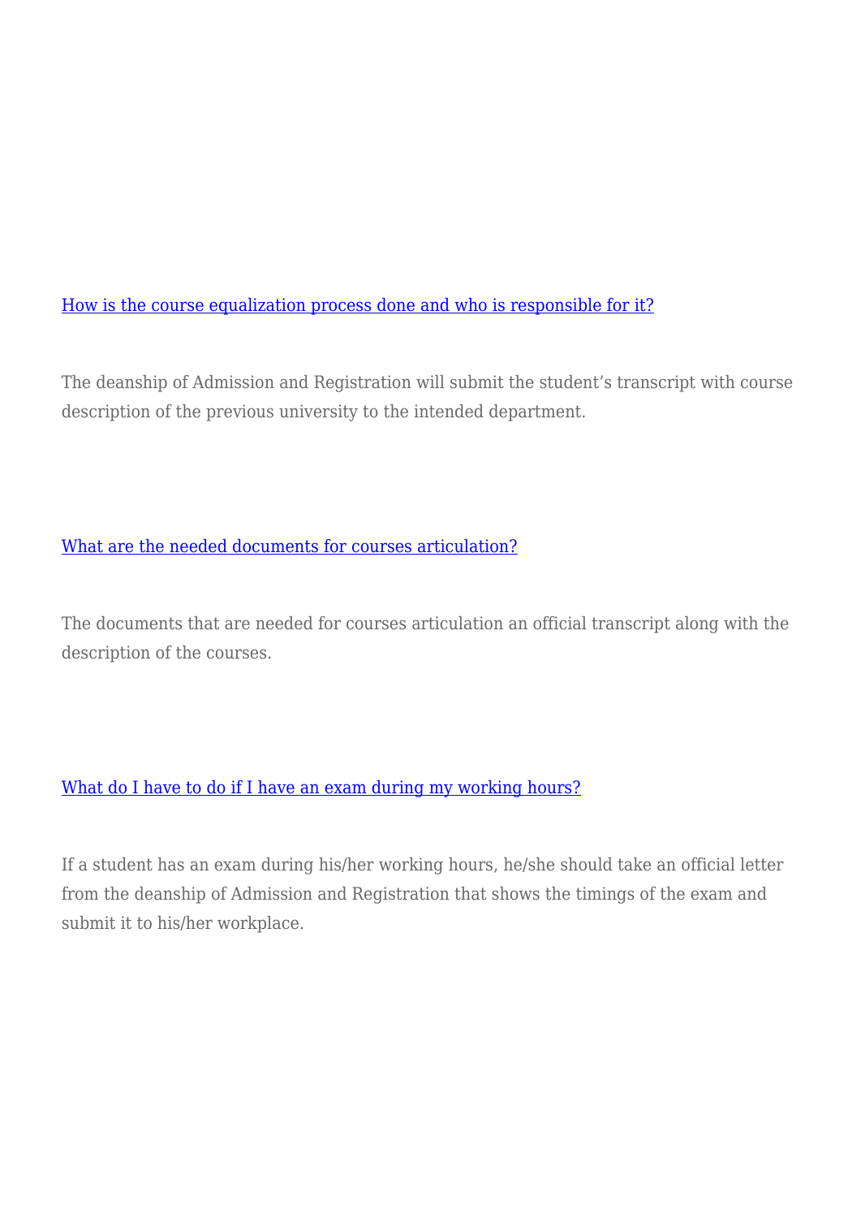[How is the course equalization process done and who is responsible for it?]

The deanship of Admission and Registration will submit the student's transcript with course description of the previous university to the intended department.

[What are the needed documents for courses articulation?]

The documents that are needed for courses articulation an official transcript along with the description of the courses.

[What do I have to do if I have an exam during my working hours?]

If a student has an exam during his/her working hours, he/she should take an official letter from the deanship of Admission and Registration that shows the timings of the exam and submit it to his/her workplace.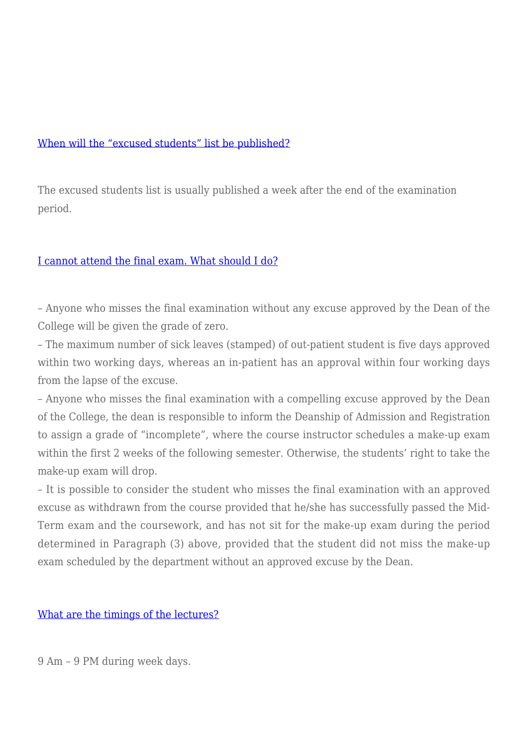[When will the "excused students" list be published?]()

The excused students list is usually published a week after the end of the examination period.

[I cannot attend the final exam. What should I do?]()

– Anyone who misses the final examination without any excuse approved by the Dean of the College will be given the grade of zero.
– The maximum number of sick leaves (stamped) of out-patient student is five days approved within two working days, whereas an in-patient has an approval within four working days from the lapse of the excuse.
– Anyone who misses the final examination with a compelling excuse approved by the Dean of the College, the dean is responsible to inform the Deanship of Admission and Registration to assign a grade of "incomplete", where the course instructor schedules a make-up exam within the first 2 weeks of the following semester. Otherwise, the students' right to take the make-up exam will drop.
– It is possible to consider the student who misses the final examination with an approved excuse as withdrawn from the course provided that he/she has successfully passed the Mid-Term exam and the coursework, and has not sit for the make-up exam during the period determined in Paragraph (3) above, provided that the student did not miss the make-up exam scheduled by the department without an approved excuse by the Dean.

[What are the timings of the lectures?]()

9 Am – 9 PM during week days.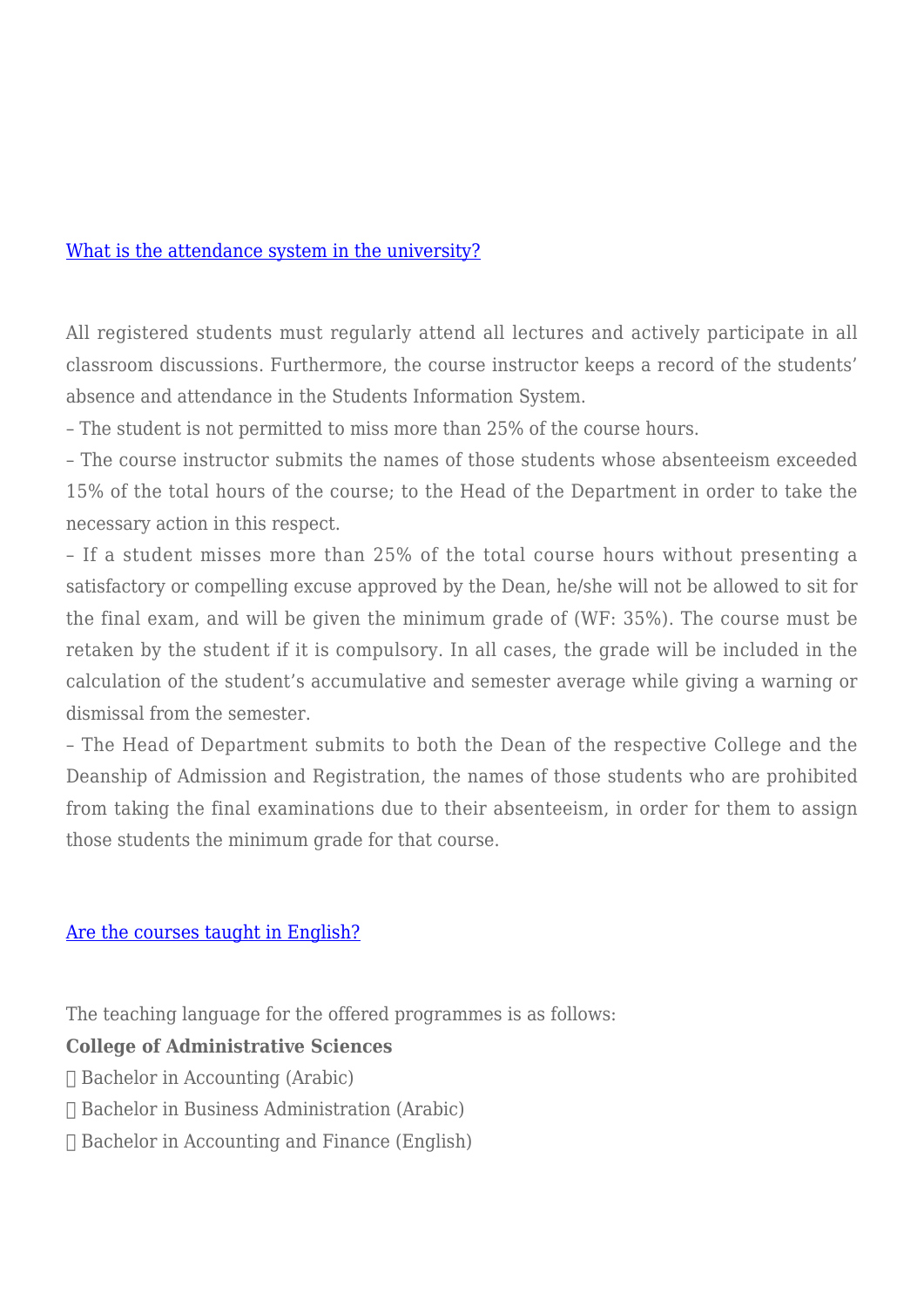[What is the attendance system in the university?]

All registered students must regularly attend all lectures and actively participate in all classroom discussions. Furthermore, the course instructor keeps a record of the students' absence and attendance in the Students Information System.

– The student is not permitted to miss more than 25% of the course hours.

– The course instructor submits the names of those students whose absenteeism exceeded 15% of the total hours of the course; to the Head of the Department in order to take the necessary action in this respect.

– If a student misses more than 25% of the total course hours without presenting a satisfactory or compelling excuse approved by the Dean, he/she will not be allowed to sit for the final exam, and will be given the minimum grade of (WF: 35%). The course must be retaken by the student if it is compulsory. In all cases, the grade will be included in the calculation of the student's accumulative and semester average while giving a warning or dismissal from the semester.

– The Head of Department submits to both the Dean of the respective College and the Deanship of Admission and Registration, the names of those students who are prohibited from taking the final examinations due to their absenteeism, in order for them to assign those students the minimum grade for that course.

[Are the courses taught in English?]

The teaching language for the offered programmes is as follows:

**College of Administrative Sciences**

- Bachelor in Accounting (Arabic)
- Bachelor in Business Administration (Arabic)
- Bachelor in Accounting and Finance (English)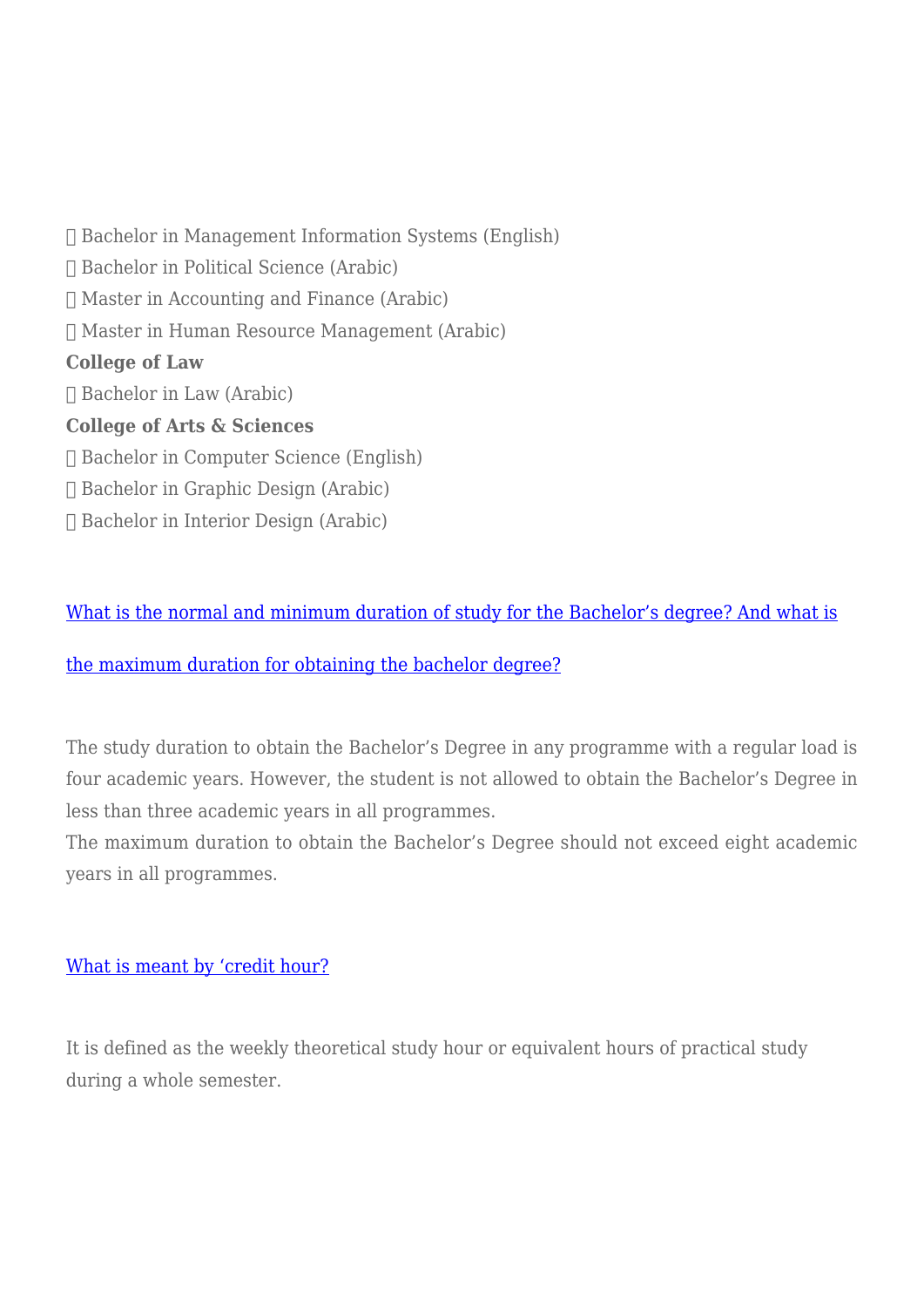- Bachelor in Management Information Systems (English)
- Bachelor in Political Science (Arabic)
- Master in Accounting and Finance (Arabic)
- Master in Human Resource Management (Arabic)

**College of Law**

- Bachelor in Law (Arabic)

**College of Arts & Sciences**

- Bachelor in Computer Science (English)
- Bachelor in Graphic Design (Arabic)
- Bachelor in Interior Design (Arabic)

[What is the normal and minimum duration of study for the Bachelor's degree? And what is the maximum duration for obtaining the bachelor degree?]

The study duration to obtain the Bachelor's Degree in any programme with a regular load is four academic years. However, the student is not allowed to obtain the Bachelor's Degree in less than three academic years in all programmes.
The maximum duration to obtain the Bachelor's Degree should not exceed eight academic years in all programmes.

[What is meant by 'credit hour?]

It is defined as the weekly theoretical study hour or equivalent hours of practical study during a whole semester.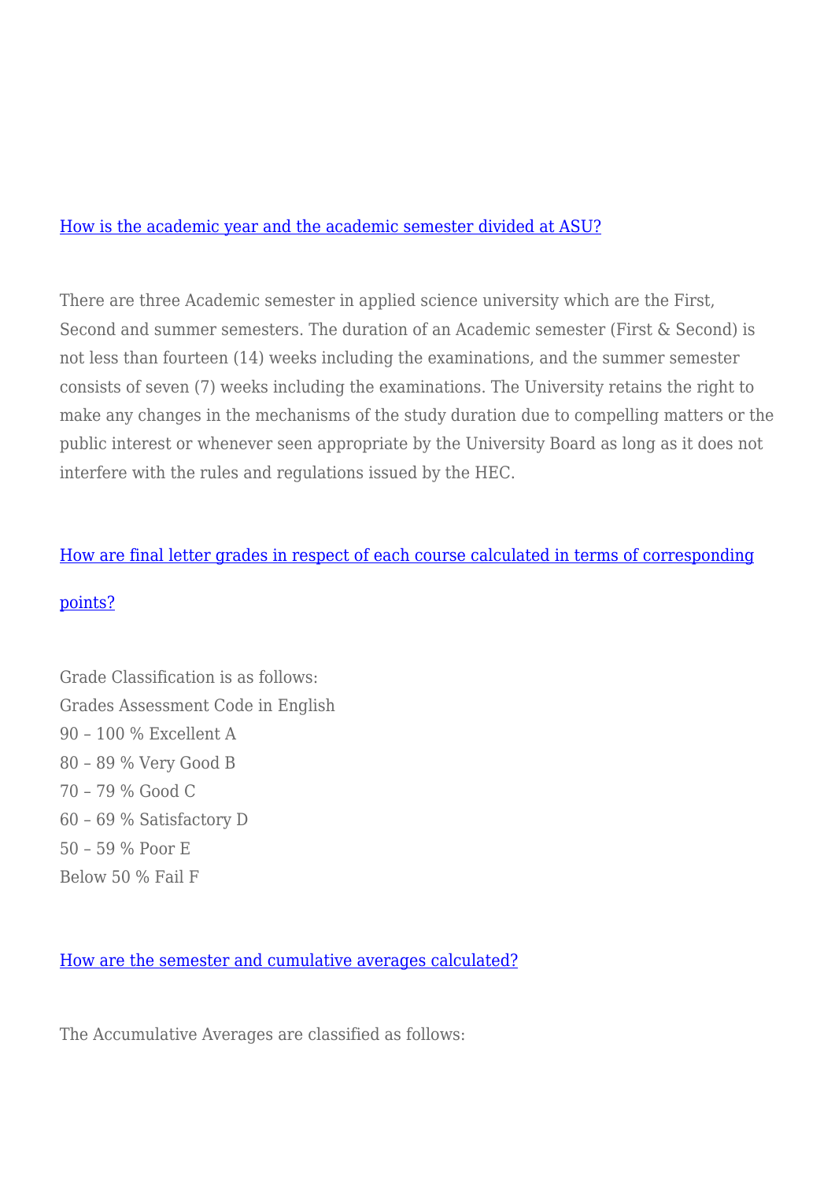[How is the academic year and the academic semester divided at ASU?]

There are three Academic semester in applied science university which are the First, Second and summer semesters. The duration of an Academic semester (First & Second) is not less than fourteen (14) weeks including the examinations, and the summer semester consists of seven (7) weeks including the examinations. The University retains the right to make any changes in the mechanisms of the study duration due to compelling matters or the public interest or whenever seen appropriate by the University Board as long as it does not interfere with the rules and regulations issued by the HEC.

[How are final letter grades in respect of each course calculated in terms of corresponding points?]

Grade Classification is as follows:
Grades Assessment Code in English
90 – 100 % Excellent A
80 – 89 % Very Good B
70 – 79 % Good C
60 – 69 % Satisfactory D
50 – 59 % Poor E
Below 50 % Fail F

[How are the semester and cumulative averages calculated?]

The Accumulative Averages are classified as follows: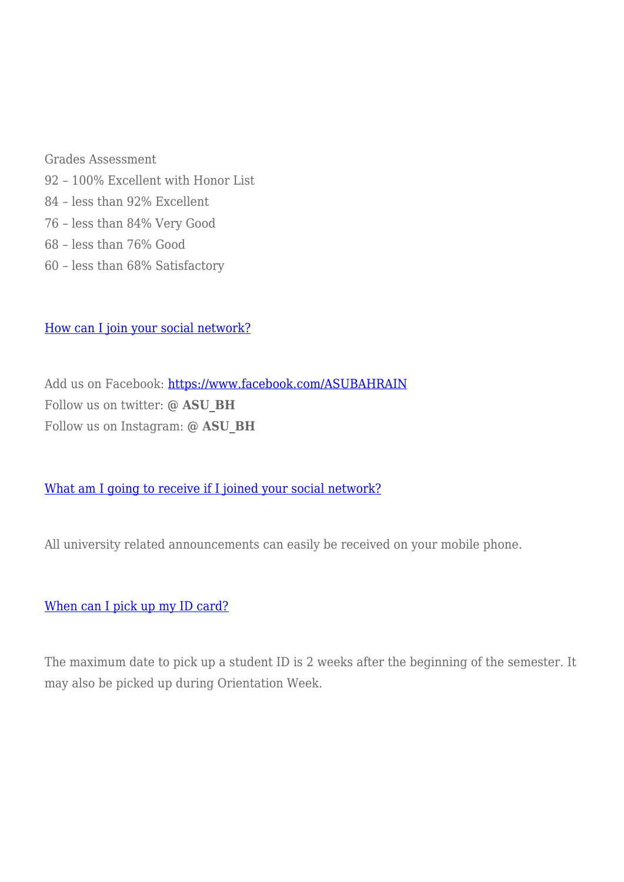Grades Assessment
92 – 100% Excellent with Honor List
84 – less than 92% Excellent
76 – less than 84% Very Good
68 – less than 76% Good
60 – less than 68% Satisfactory

[How can I join your social network?]

Add us on Facebook: https://www.facebook.com/ASUBAHRAIN
Follow us on twitter: **@ ASU_BH**
Follow us on Instagram: **@ ASU_BH**

[What am I going to receive if I joined your social network?]

All university related announcements can easily be received on your mobile phone.

[When can I pick up my ID card?]

The maximum date to pick up a student ID is 2 weeks after the beginning of the semester. It may also be picked up during Orientation Week.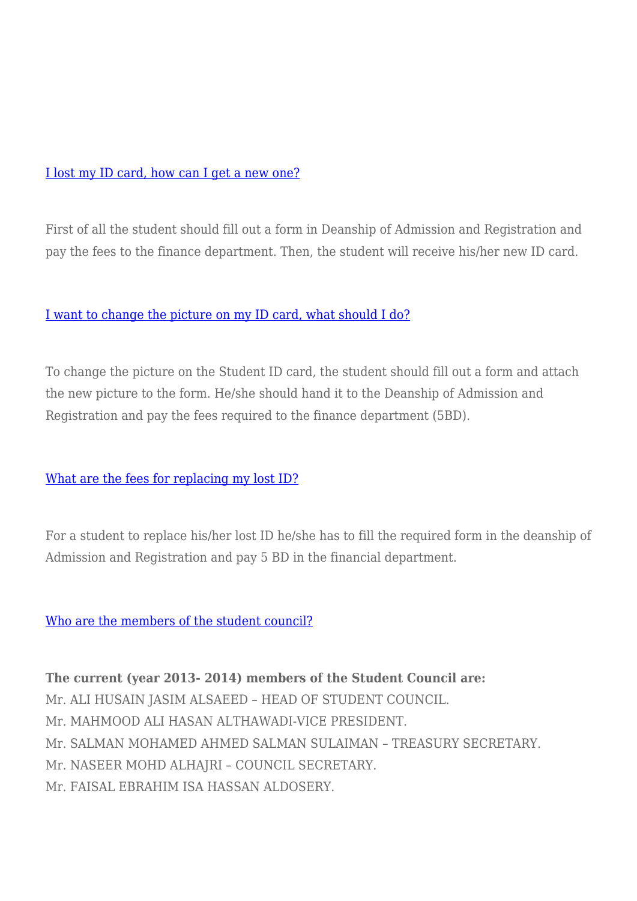[I lost my ID card, how can I get a new one?]

First of all the student should fill out a form in Deanship of Admission and Registration and pay the fees to the finance department. Then, the student will receive his/her new ID card.

[I want to change the picture on my ID card, what should I do?]

To change the picture on the Student ID card, the student should fill out a form and attach the new picture to the form. He/she should hand it to the Deanship of Admission and Registration and pay the fees required to the finance department (5BD).

[What are the fees for replacing my lost ID?]

For a student to replace his/her lost ID he/she has to fill the required form in the deanship of Admission and Registration and pay 5 BD in the financial department.

[Who are the members of the student council?]

**The current (year 2013- 2014) members of the Student Council are:**
Mr. ALI HUSAIN JASIM ALSAEED – HEAD OF STUDENT COUNCIL.
Mr. MAHMOOD ALI HASAN ALTHAWADI-VICE PRESIDENT.
Mr. SALMAN MOHAMED AHMED SALMAN SULAIMAN – TREASURY SECRETARY.
Mr. NASEER MOHD ALHAJRI – COUNCIL SECRETARY.
Mr. FAISAL EBRAHIM ISA HASSAN ALDOSERY.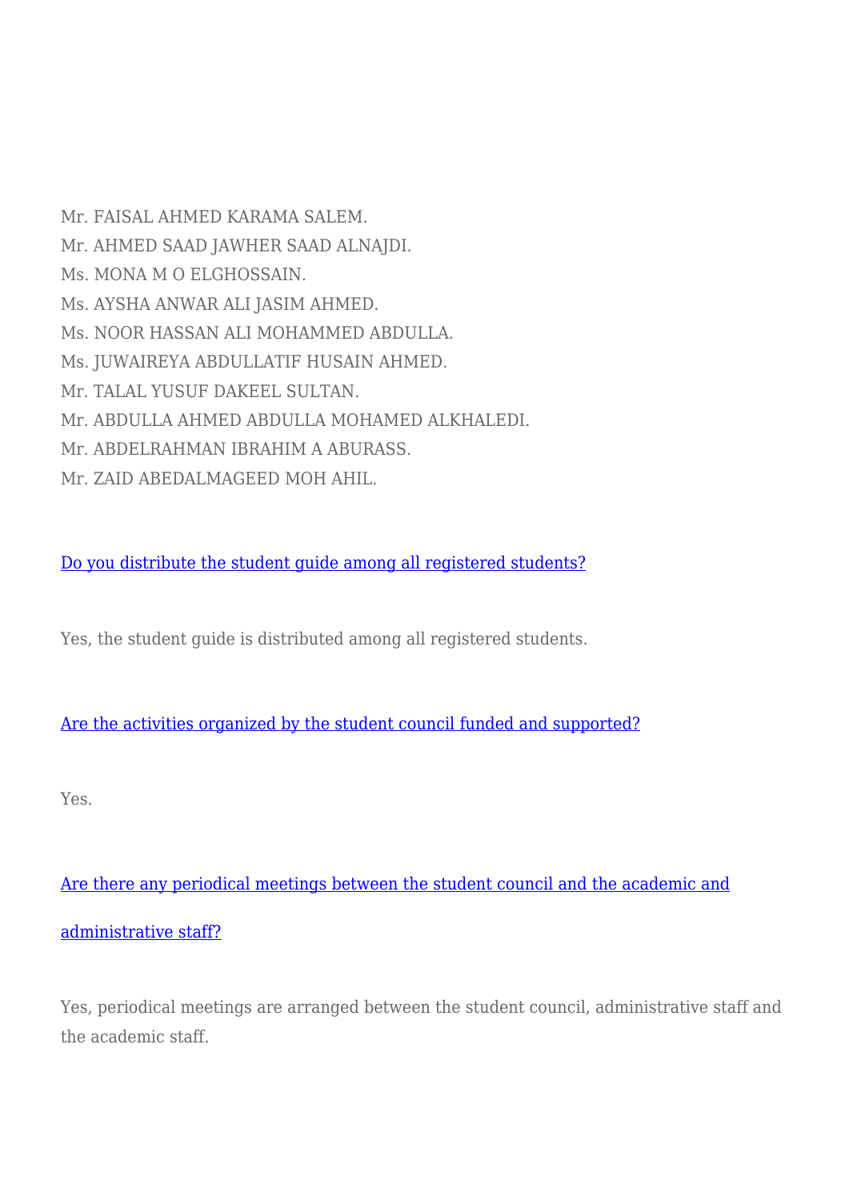Mr. FAISAL AHMED KARAMA SALEM.

Mr. AHMED SAAD JAWHER SAAD ALNAJDI.

Ms. MONA M O ELGHOSSAIN.

Ms. AYSHA ANWAR ALI JASIM AHMED.

Ms. NOOR HASSAN ALI MOHAMMED ABDULLA.

Ms. JUWAIREYA ABDULLATIF HUSAIN AHMED.

Mr. TALAL YUSUF DAKEEL SULTAN.

Mr. ABDULLA AHMED ABDULLA MOHAMED ALKHALEDI.

Mr. ABDELRAHMAN IBRAHIM A ABURASS.

Mr. ZAID ABEDALMAGEED MOH AHIL.

Do you distribute the student guide among all registered students?

Yes, the student guide is distributed among all registered students.

Are the activities organized by the student council funded and supported?

Yes.

Are there any periodical meetings between the student council and the academic and administrative staff?

Yes, periodical meetings are arranged between the student council, administrative staff and the academic staff.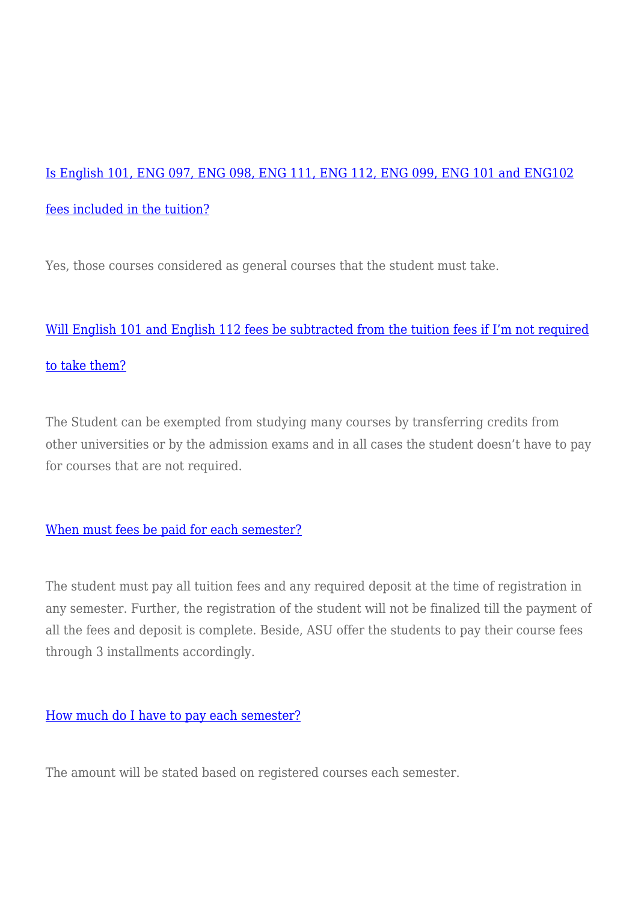### Is English 101, ENG 097, ENG 098, ENG 111, ENG 112, ENG 099, ENG 101 and ENG102 fees included in the tuition?

Yes, those courses considered as general courses that the student must take.

### Will English 101 and English 112 fees be subtracted from the tuition fees if I'm not required to take them?

The Student can be exempted from studying many courses by transferring credits from other universities or by the admission exams and in all cases the student doesn't have to pay for courses that are not required.

### When must fees be paid for each semester?

The student must pay all tuition fees and any required deposit at the time of registration in any semester. Further, the registration of the student will not be finalized till the payment of all the fees and deposit is complete. Beside, ASU offer the students to pay their course fees through 3 installments accordingly.

### How much do I have to pay each semester?

The amount will be stated based on registered courses each semester.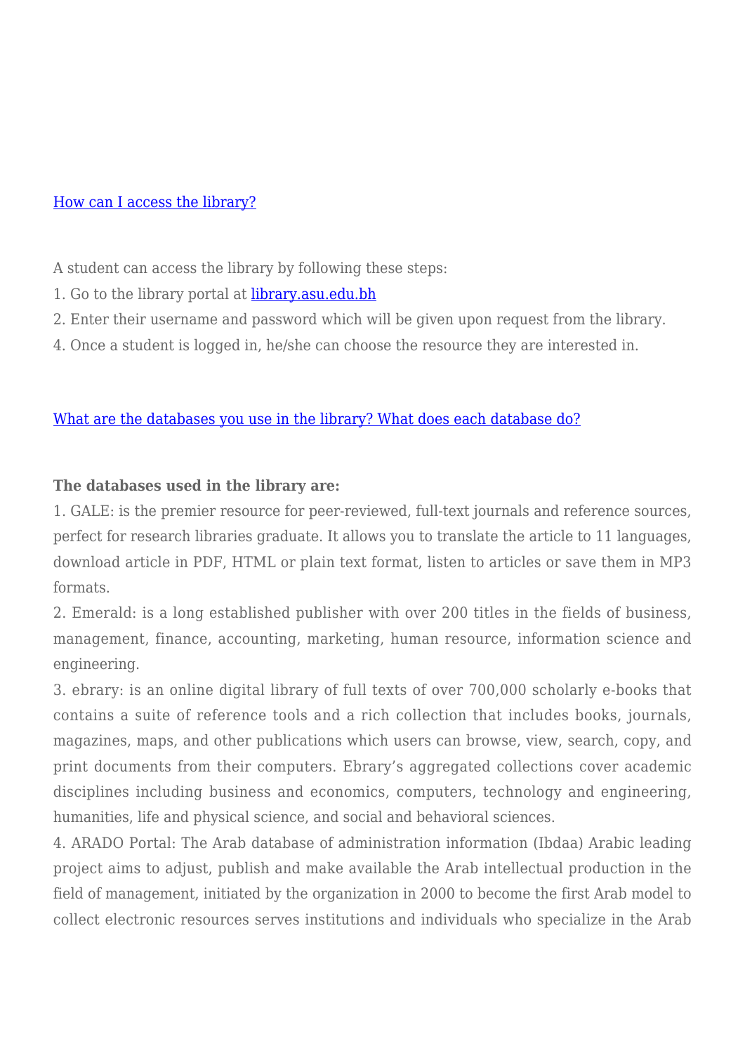[How can I access the library?](#)

A student can access the library by following these steps:

1. Go to the library portal at [library.asu.edu.bh](#)
2. Enter their username and password which will be given upon request from the library.
4. Once a student is logged in, he/she can choose the resource they are interested in.

[What are the databases you use in the library? What does each database do?](#)

**The databases used in the library are:**

1. GALE: is the premier resource for peer-reviewed, full-text journals and reference sources, perfect for research libraries graduate. It allows you to translate the article to 11 languages, download article in PDF, HTML or plain text format, listen to articles or save them in MP3 formats.
2. Emerald: is a long established publisher with over 200 titles in the fields of business, management, finance, accounting, marketing, human resource, information science and engineering.
3. ebrary: is an online digital library of full texts of over 700,000 scholarly e-books that contains a suite of reference tools and a rich collection that includes books, journals, magazines, maps, and other publications which users can browse, view, search, copy, and print documents from their computers. Ebrary's aggregated collections cover academic disciplines including business and economics, computers, technology and engineering, humanities, life and physical science, and social and behavioral sciences.
4. ARADO Portal: The Arab database of administration information (Ibdaa) Arabic leading project aims to adjust, publish and make available the Arab intellectual production in the field of management, initiated by the organization in 2000 to become the first Arab model to collect electronic resources serves institutions and individuals who specialize in the Arab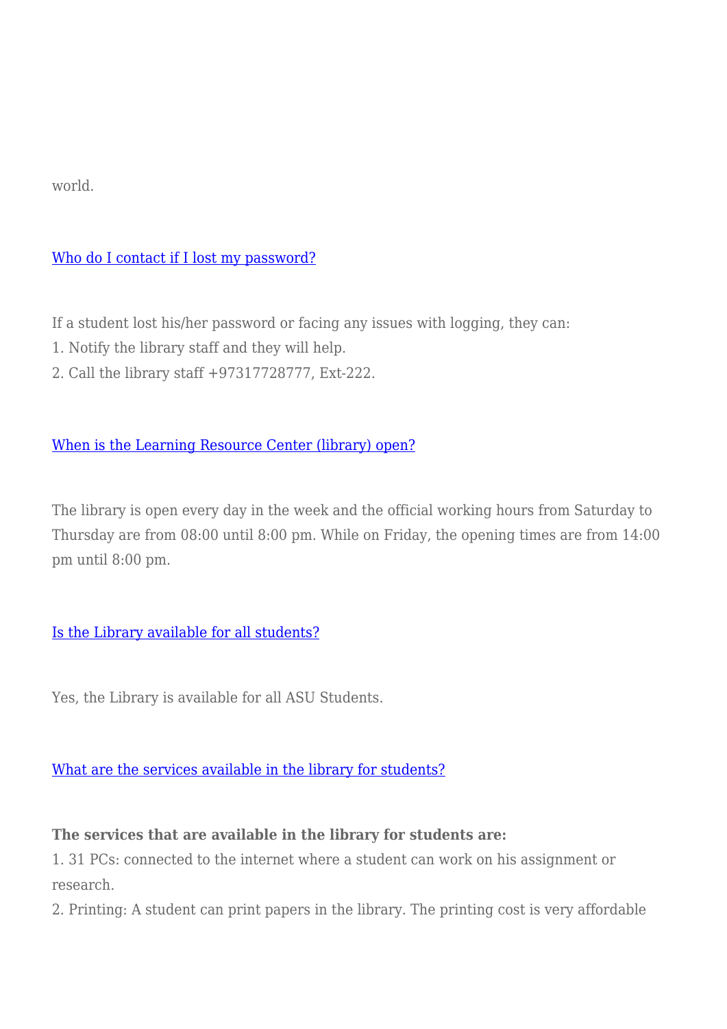world.

[Who do I contact if I lost my password?]

If a student lost his/her password or facing any issues with logging, they can:
1. Notify the library staff and they will help.
2. Call the library staff +97317728777, Ext-222.

[When is the Learning Resource Center (library) open?]

The library is open every day in the week and the official working hours from Saturday to Thursday are from 08:00 until 8:00 pm. While on Friday, the opening times are from 14:00 pm until 8:00 pm.

[Is the Library available for all students?]

Yes, the Library is available for all ASU Students.

[What are the services available in the library for students?]

**The services that are available in the library for students are:**
1. 31 PCs: connected to the internet where a student can work on his assignment or research.
2. Printing: A student can print papers in the library. The printing cost is very affordable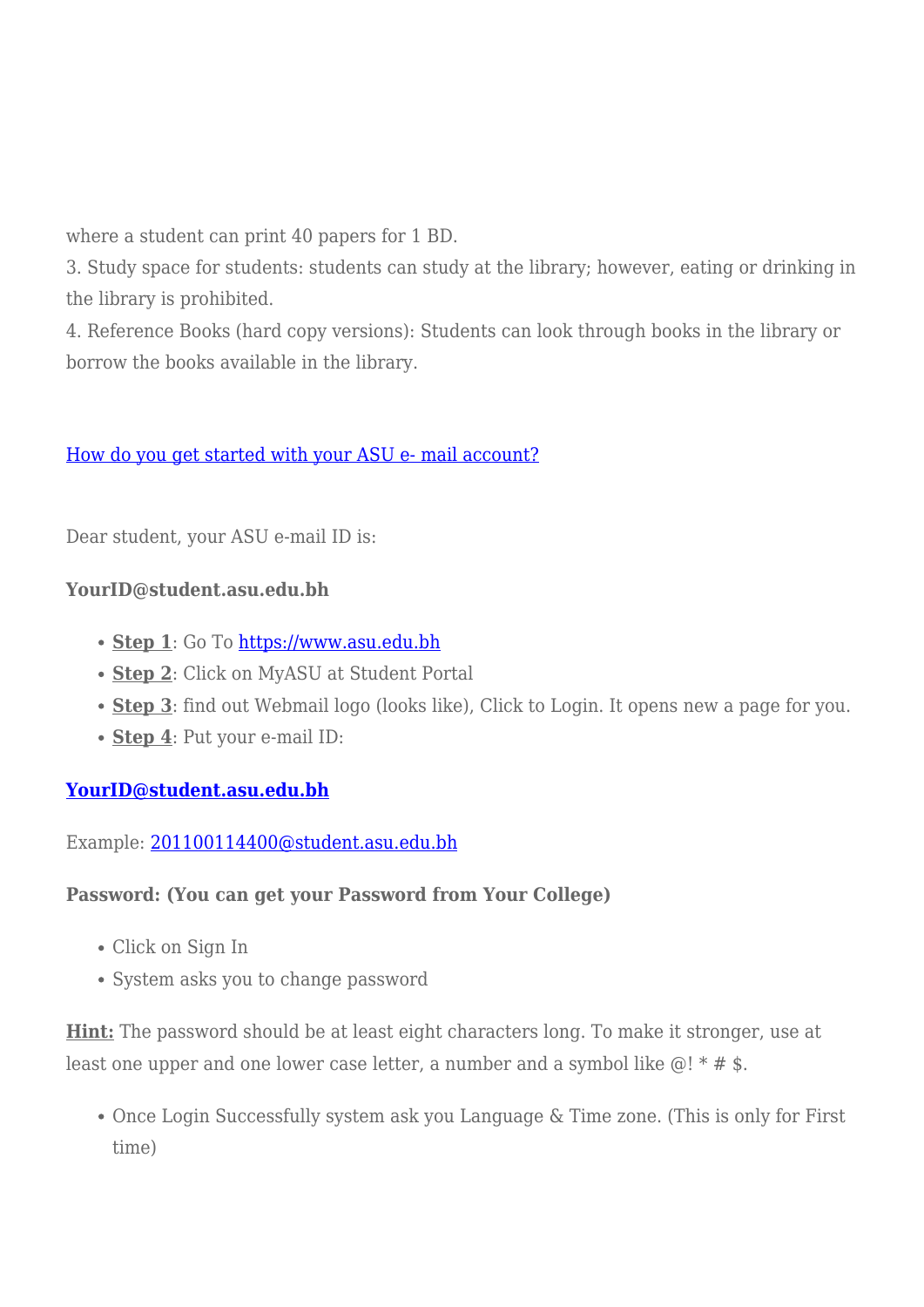where a student can print 40 papers for 1 BD.
3. Study space for students: students can study at the library; however, eating or drinking in the library is prohibited.
4. Reference Books (hard copy versions): Students can look through books in the library or borrow the books available in the library.

How do you get started with your ASU e- mail account?

Dear student, your ASU e-mail ID is:

**YourID@student.asu.edu.bh**

- **Step 1**: Go To https://www.asu.edu.bh
- **Step 2**: Click on MyASU at Student Portal
- **Step 3**: find out Webmail logo (looks like), Click to Login. It opens new a page for you.
- **Step 4**: Put your e-mail ID:

**YourID@student.asu.edu.bh**

Example: 201100114400@student.asu.edu.bh

**Password: (You can get your Password from Your College)**

- Click on Sign In
- System asks you to change password

**Hint:** The password should be at least eight characters long. To make it stronger, use at least one upper and one lower case letter, a number and a symbol like @! * # $.

- Once Login Successfully system ask you Language & Time zone. (This is only for First time)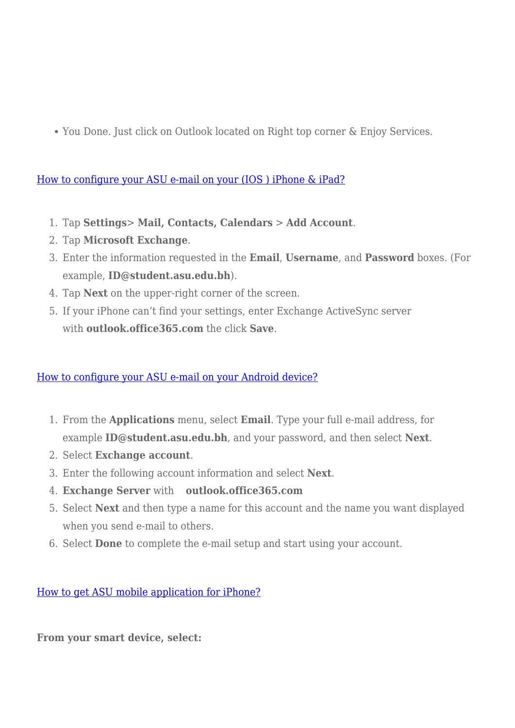- You Done. Just click on Outlook located on Right top corner & Enjoy Services.

[How to configure your ASU e-mail on your (IOS ) iPhone & iPad?]

1. Tap **Settings> Mail, Contacts, Calendars > Add Account**.
2. Tap **Microsoft Exchange**.
3. Enter the information requested in the **Email**, **Username**, and **Password** boxes. (For example, **ID@student.asu.edu.bh**).
4. Tap **Next** on the upper-right corner of the screen.
5. If your iPhone can't find your settings, enter Exchange ActiveSync server with **outlook.office365.com** the click **Save**.

[How to configure your ASU e-mail on your Android device?]

1. From the **Applications** menu, select **Email**. Type your full e-mail address, for example **ID@student.asu.edu.bh**, and your password, and then select **Next**.
2. Select **Exchange account**.
3. Enter the following account information and select **Next**.
4. **Exchange Server** with **outlook.office365.com**
5. Select **Next** and then type a name for this account and the name you want displayed when you send e-mail to others.
6. Select **Done** to complete the e-mail setup and start using your account.

[How to get ASU mobile application for iPhone?]

**From your smart device, select:**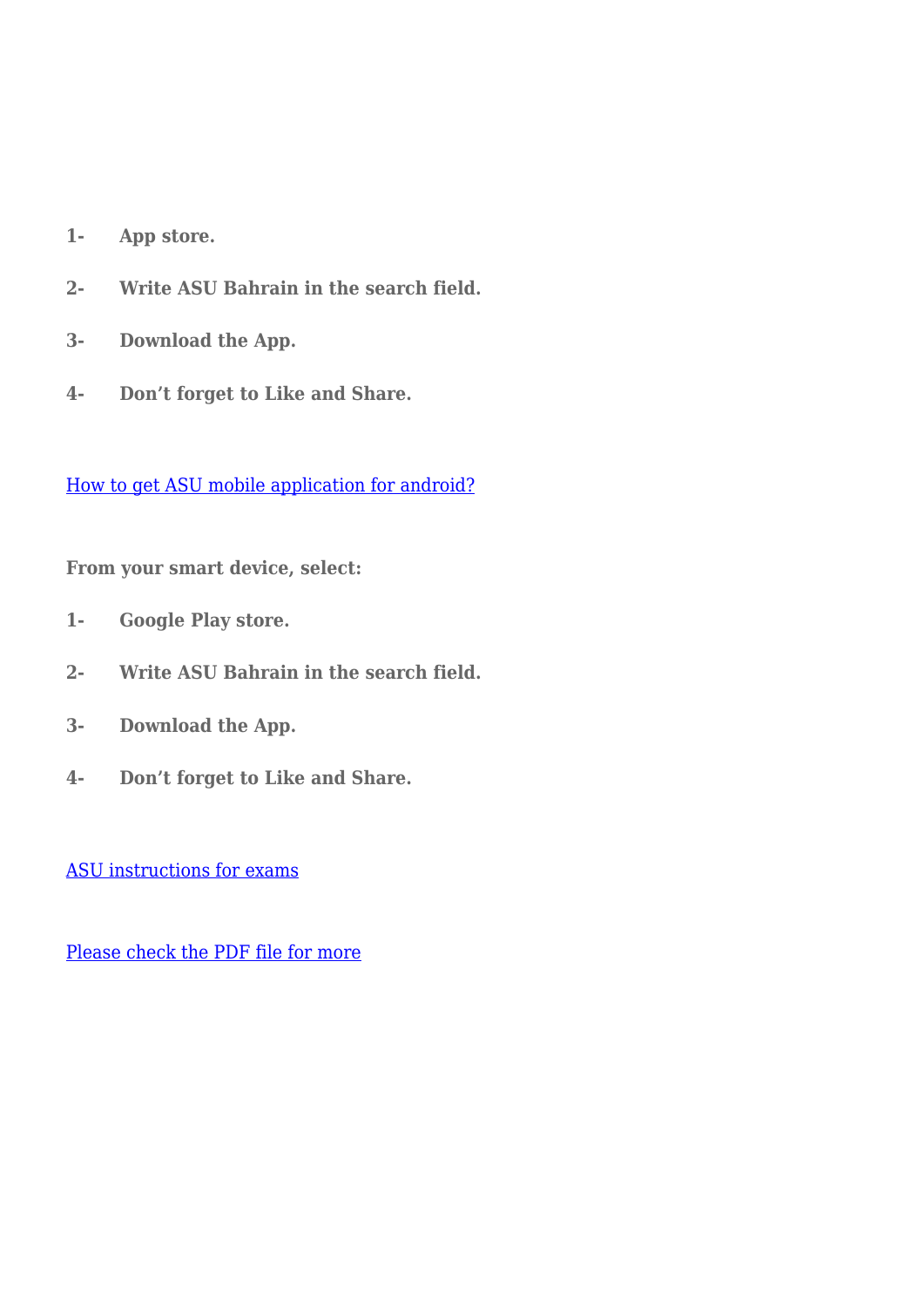**1- App store.**

**2- Write ASU Bahrain in the search field.**

**3- Download the App.**

**4- Don't forget to Like and Share.**

How to get ASU mobile application for android?

**From your smart device, select:**

**1- Google Play store.**

**2- Write ASU Bahrain in the search field.**

**3- Download the App.**

**4- Don't forget to Like and Share.**

ASU instructions for exams

Please check the PDF file for more